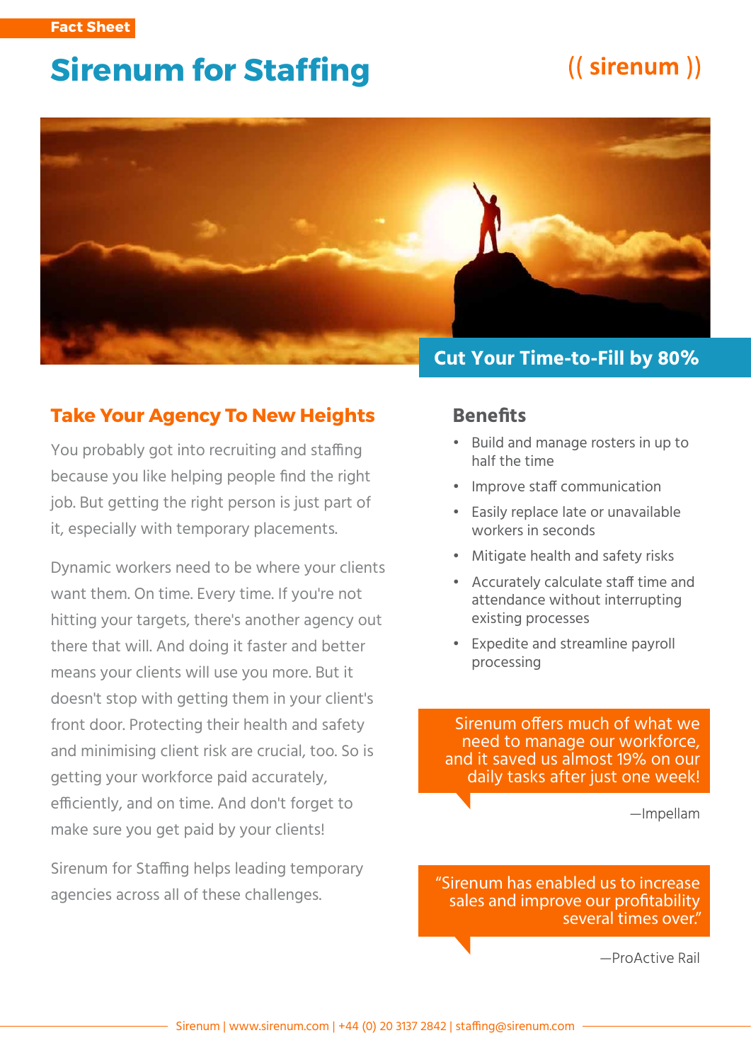Fact Sheet

# Sirenum for Staffing

(( sirenum ))

**Cut Your Time-to-Fill by 80%**

## Take Your Agency To New Heights

You probably got into recruiting and staffing because you like helping people find the right job. But getting the right person is just part of it, especially with temporary placements.

Dynamic workers need to be where your clients want them. On time. Every time. If you're not hitting your targets, there's another agency out there that will. And doing it faster and better means your clients will use you more. But it doesn't stop with getting them in your client's front door. Protecting their health and safety and minimising client risk are crucial, too. So is getting your workforce paid accurately, efficiently, and on time. And don't forget to make sure you get paid by your clients!

Sirenum for Staffing helps leading temporary agencies across all of these challenges.

## Benefits

- Build and manage rosters in up to half the time
- Improve staff communication
- Easily replace late or unavailable workers in seconds
- Mitigate health and safety risks
- Accurately calculate staff time and attendance without interrupting existing processes
- Expedite and streamline payroll processing

> Sirenum offers much of what we need to manage our workforce, and it saved us almost 19% on our daily tasks after just one week!
>
> —Impellam

> "Sirenum has enabled us to increase sales and improve our profitability several times over."
>
> —ProActive Rail

Sirenum | www.sirenum.com | +44 (0) 20 3137 2842 | staffing@sirenum.com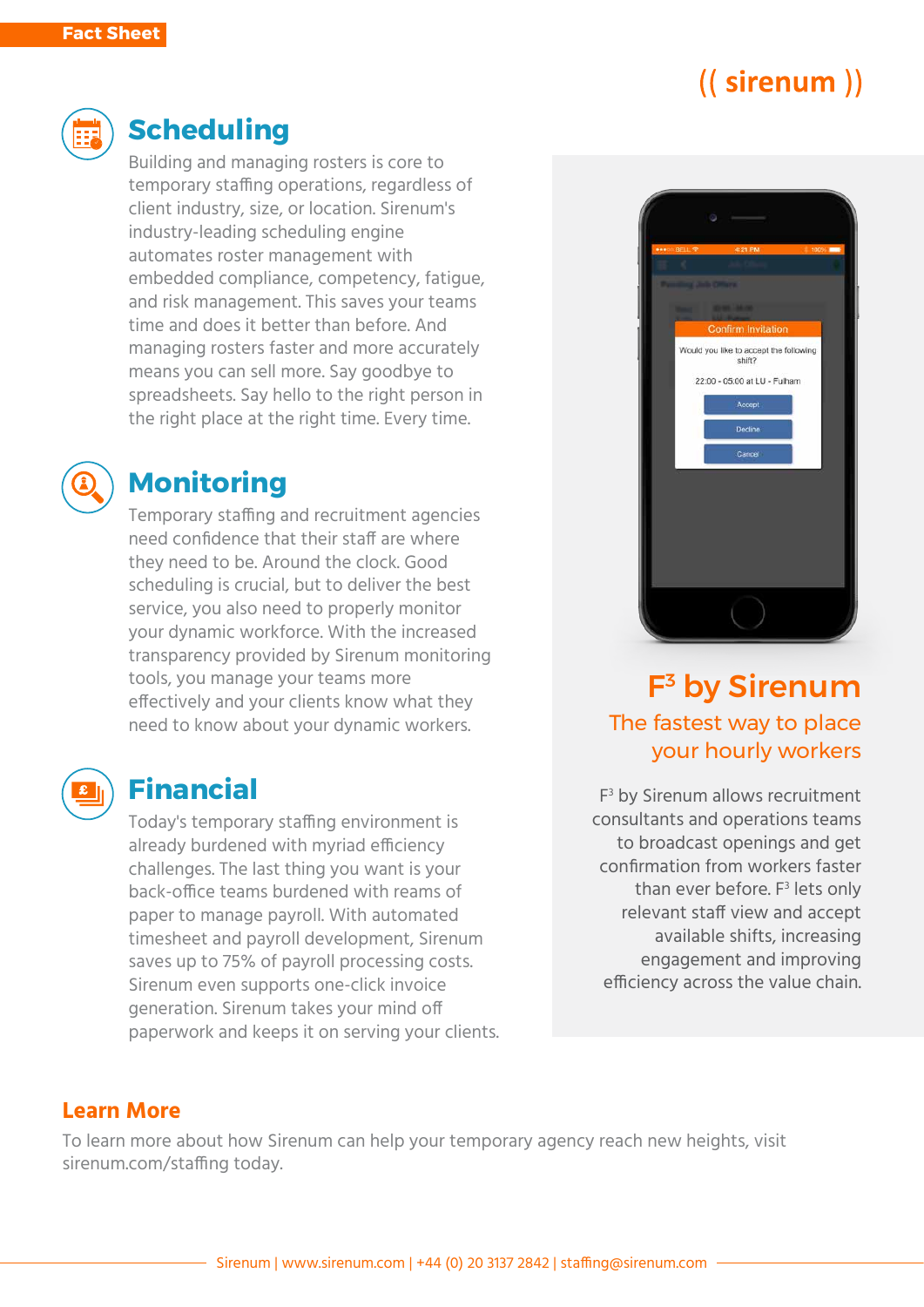Fact Sheet

(( sirenum ))

## Scheduling

Building and managing rosters is core to temporary staffing operations, regardless of client industry, size, or location. Sirenum's industry-leading scheduling engine automates roster management with embedded compliance, competency, fatigue, and risk management. This saves your teams time and does it better than before. And managing rosters faster and more accurately means you can sell more. Say goodbye to spreadsheets. Say hello to the right person in the right place at the right time. Every time.

## Monitoring

Temporary staffing and recruitment agencies need confidence that their staff are where they need to be. Around the clock. Good scheduling is crucial, but to deliver the best service, you also need to properly monitor your dynamic workforce. With the increased transparency provided by Sirenum monitoring tools, you manage your teams more effectively and your clients know what they need to know about your dynamic workers.

## Financial

Today's temporary staffing environment is already burdened with myriad efficiency challenges. The last thing you want is your back-office teams burdened with reams of paper to manage payroll. With automated timesheet and payroll development, Sirenum saves up to 75% of payroll processing costs. Sirenum even supports one-click invoice generation. Sirenum takes your mind off paperwork and keeps it on serving your clients.

## F³ by Sirenum

### The fastest way to place your hourly workers

F³ by Sirenum allows recruitment consultants and operations teams to broadcast openings and get confirmation from workers faster than ever before. F³ lets only relevant staff view and accept available shifts, increasing engagement and improving efficiency across the value chain.

## Learn More

To learn more about how Sirenum can help your temporary agency reach new heights, visit sirenum.com/staffing today.

Sirenum | www.sirenum.com | +44 (0) 20 3137 2842 | staffing@sirenum.com